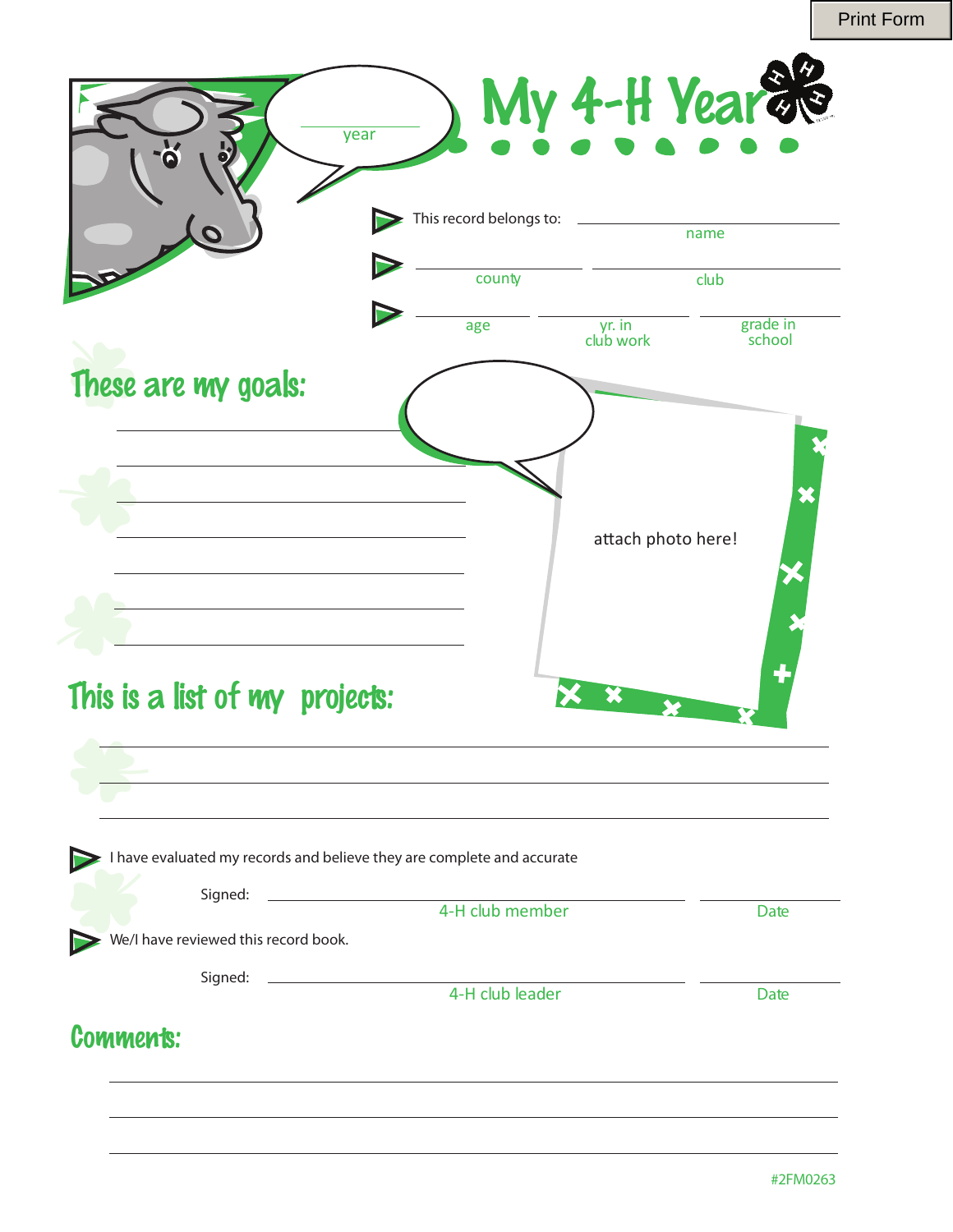Print Form

year

# My 4-H Year

This record belongs to: ____________________
name

____________________ ____________________
county club

____________ ____________ ____________
age yr. in club work grade in school

## These are my goals:

______________________________

______________________________

______________________________

______________________________

______________________________

______________________________

______________________________

attach photo here!

## This is a list of my projects:

______________________________

______________________________

______________________________

I have evaluated my records and believe they are complete and accurate

Signed: ____________________ ____________
4-H club member Date

We/I have reviewed this record book.

Signed: ____________________ ____________
4-H club leader Date

## Comments:

______________________________

______________________________

______________________________

#2FM0263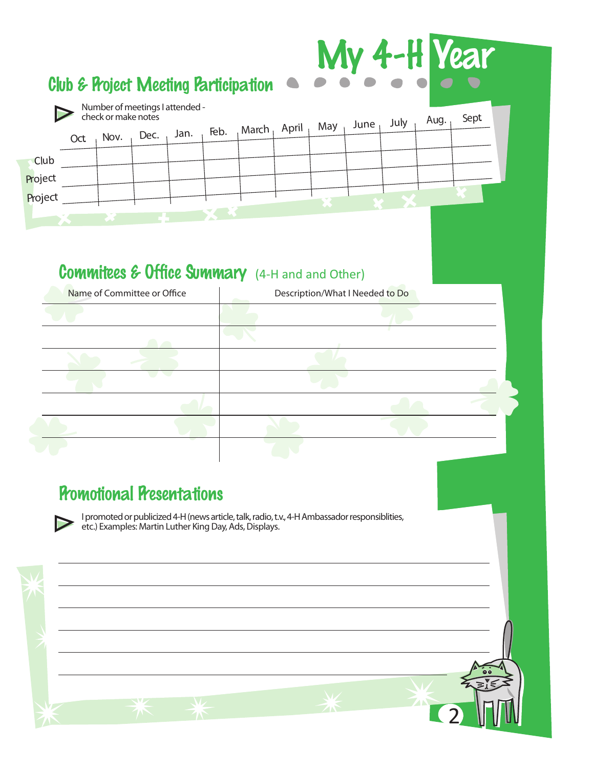# My 4-H Year

## Club & Project Meeting Participation

Number of meetings I attended - check or make notes

| | Oct | Nov. | Dec. | Jan. | Feb. | March | April | May | June | July | Aug. | Sept |
|---|---|---|---|---|---|---|---|---|---|---|---|---|
| Club | | | | | | | | | | | | |
| Project | | | | | | | | | | | | |
| Project | | | | | | | | | | | | |

## Commitees & Office Summary (4-H and and Other)

| Name of Committee or Office | Description/What I Needed to Do |
|---|---|
| | |
| | |
| | |
| | |
| | |
| | |
| | |

## Promotional Presentations

I promoted or publicized 4-H (news article, talk, radio, t.v., 4-H Ambassador responsiblities, etc.) Examples: Martin Luther King Day, Ads, Displays.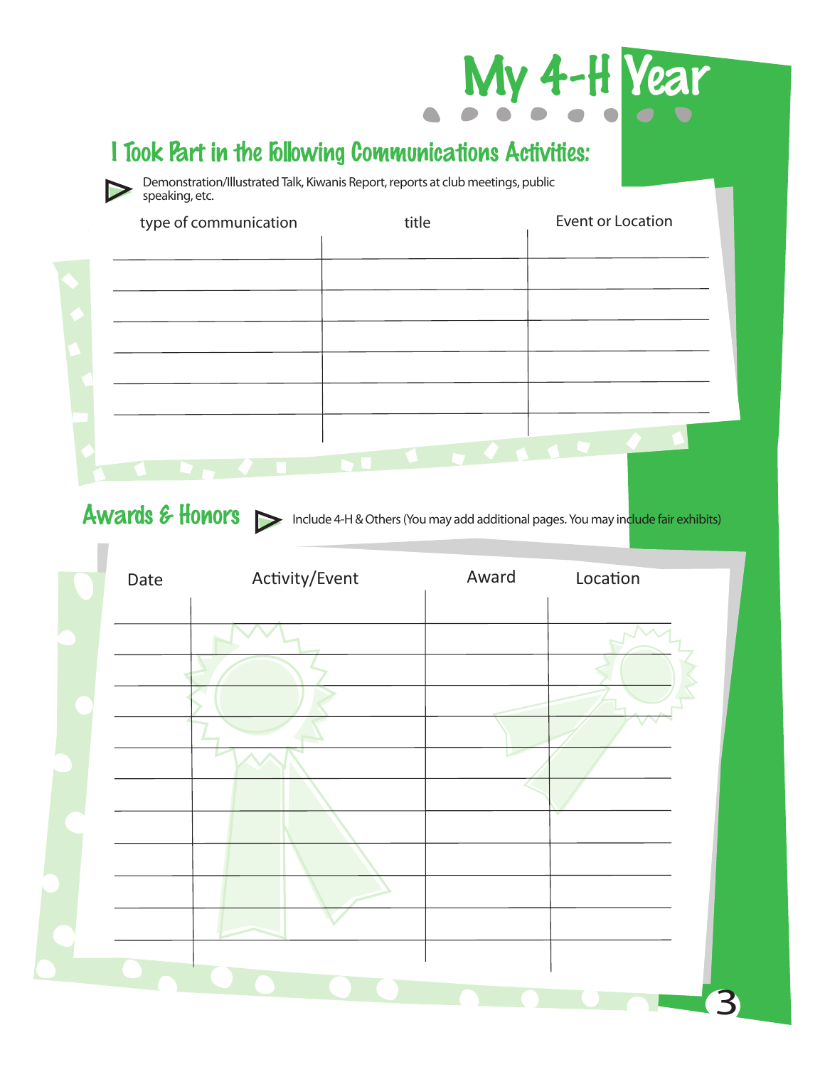# My 4-H Year

## I Took Part in the Following Communications Activities:

Demonstration/Illustrated Talk, Kiwanis Report, reports at club meetings, public speaking, etc.

| type of communication | title | Event or Location |
| --- | --- | --- |
| | | |
| | | |
| | | |
| | | |
| | | |
| | | |

## Awards & Honors

Include 4-H & Others (You may add additional pages. You may include fair exhibits)

| Date | Activity/Event | Award | Location |
| --- | --- | --- | --- |
| | | | |
| | | | |
| | | | |
| | | | |
| | | | |
| | | | |
| | | | |
| | | | |
| | | | |
| | | | |
| | | | |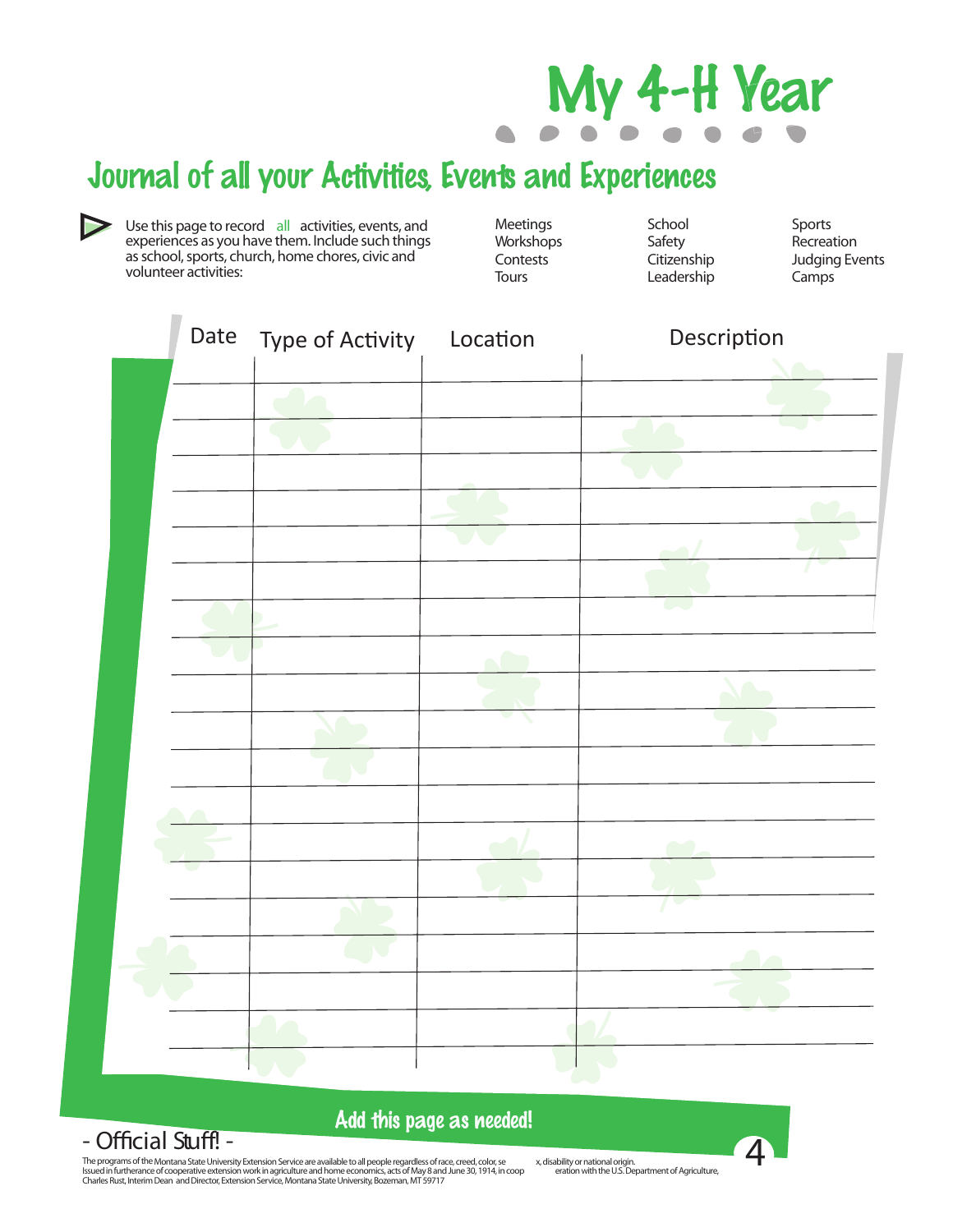# My 4-H Year

## Journal of all your Activities, Events and Experiences

Use this page to record all activities, events, and experiences as you have them. Include such things as school, sports, church, home chores, civic and volunteer activities:

- Meetings
- Workshops
- Contests
- Tours
- School
- Safety
- Citizenship
- Leadership
- Sports
- Recreation
- Judging Events
- Camps

| Date | Type of Activity | Location | Description |
|---|---|---|---|
| | | | |
| | | | |
| | | | |
| | | | |
| | | | |
| | | | |
| | | | |
| | | | |
| | | | |
| | | | |
| | | | |
| | | | |
| | | | |
| | | | |
| | | | |
| | | | |
| | | | |
| | | | |
| | | | |

Add this page as needed!

- Official Stuff! -

The programs of the Montana State University Extension Service are available to all people regardless of race, creed, color, se x, disability or national origin. Issued in furtherance of cooperative extension work in agriculture and home economics, acts of May 8 and June 30, 1914, in coop eration with the U.S. Department of Agriculture, Charles Rust, Interim Dean and Director, Extension Service, Montana State University, Bozeman, MT 59717